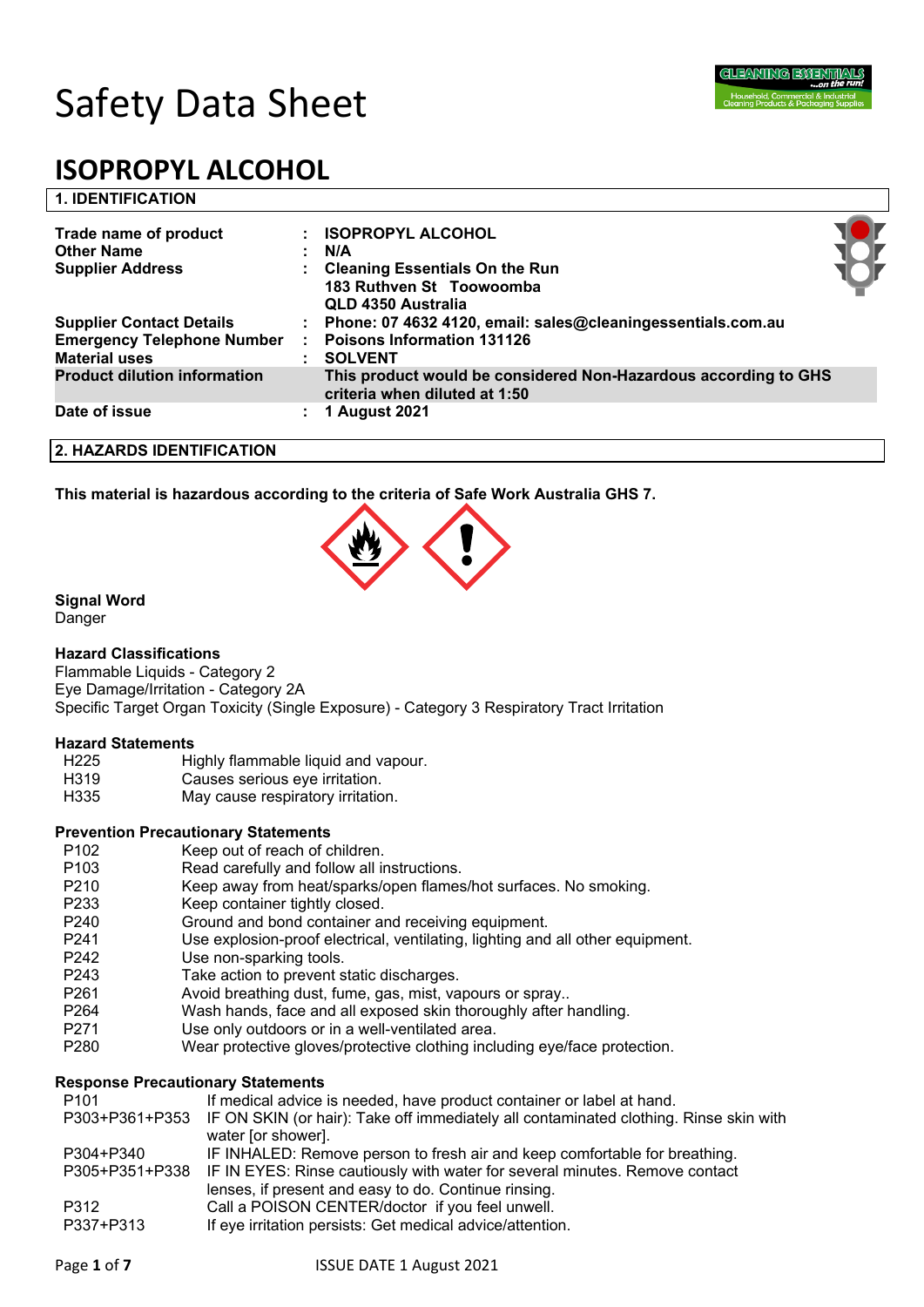# Safety Data Sheet

# ISOPROPYL ALCOHOL

## 1. IDENTIFICATION

| | | |
|---|---|---|
| **Trade name of product** | : | **ISOPROPYL ALCOHOL** |
| **Other Name** | : | **N/A** |
| **Supplier Address** | : | **Cleaning Essentials On the Run**<br>**183 Ruthven St Toowoomba**<br>**QLD 4350 Australia** |
| **Supplier Contact Details** | : | **Phone: 07 4632 4120, email: sales@cleaningessentials.com.au** |
| **Emergency Telephone Number** | : | **Poisons Information 131126** |
| **Material uses** | : | **SOLVENT** |
| **Product dilution information** | | **This product would be considered Non-Hazardous according to GHS criteria when diluted at 1:50** |
| **Date of issue** | : | **1 August 2021** |

## 2. HAZARDS IDENTIFICATION

**This material is hazardous according to the criteria of Safe Work Australia GHS 7.**

**Signal Word**
Danger

**Hazard Classifications**
Flammable Liquids - Category 2
Eye Damage/Irritation - Category 2A
Specific Target Organ Toxicity (Single Exposure) - Category 3 Respiratory Tract Irritation

**Hazard Statements**

| | |
|---|---|
| H225 | Highly flammable liquid and vapour. |
| H319 | Causes serious eye irritation. |
| H335 | May cause respiratory irritation. |

**Prevention Precautionary Statements**

| | |
|---|---|
| P102 | Keep out of reach of children. |
| P103 | Read carefully and follow all instructions. |
| P210 | Keep away from heat/sparks/open flames/hot surfaces. No smoking. |
| P233 | Keep container tightly closed. |
| P240 | Ground and bond container and receiving equipment. |
| P241 | Use explosion-proof electrical, ventilating, lighting and all other equipment. |
| P242 | Use non-sparking tools. |
| P243 | Take action to prevent static discharges. |
| P261 | Avoid breathing dust, fume, gas, mist, vapours or spray.. |
| P264 | Wash hands, face and all exposed skin thoroughly after handling. |
| P271 | Use only outdoors or in a well-ventilated area. |
| P280 | Wear protective gloves/protective clothing including eye/face protection. |

**Response Precautionary Statements**

| | |
|---|---|
| P101 | If medical advice is needed, have product container or label at hand. |
| P303+P361+P353 | IF ON SKIN (or hair): Take off immediately all contaminated clothing. Rinse skin with water [or shower]. |
| P304+P340 | IF INHALED: Remove person to fresh air and keep comfortable for breathing. |
| P305+P351+P338 | IF IN EYES: Rinse cautiously with water for several minutes. Remove contact lenses, if present and easy to do. Continue rinsing. |
| P312 | Call a POISON CENTER/doctor if you feel unwell. |
| P337+P313 | If eye irritation persists: Get medical advice/attention. |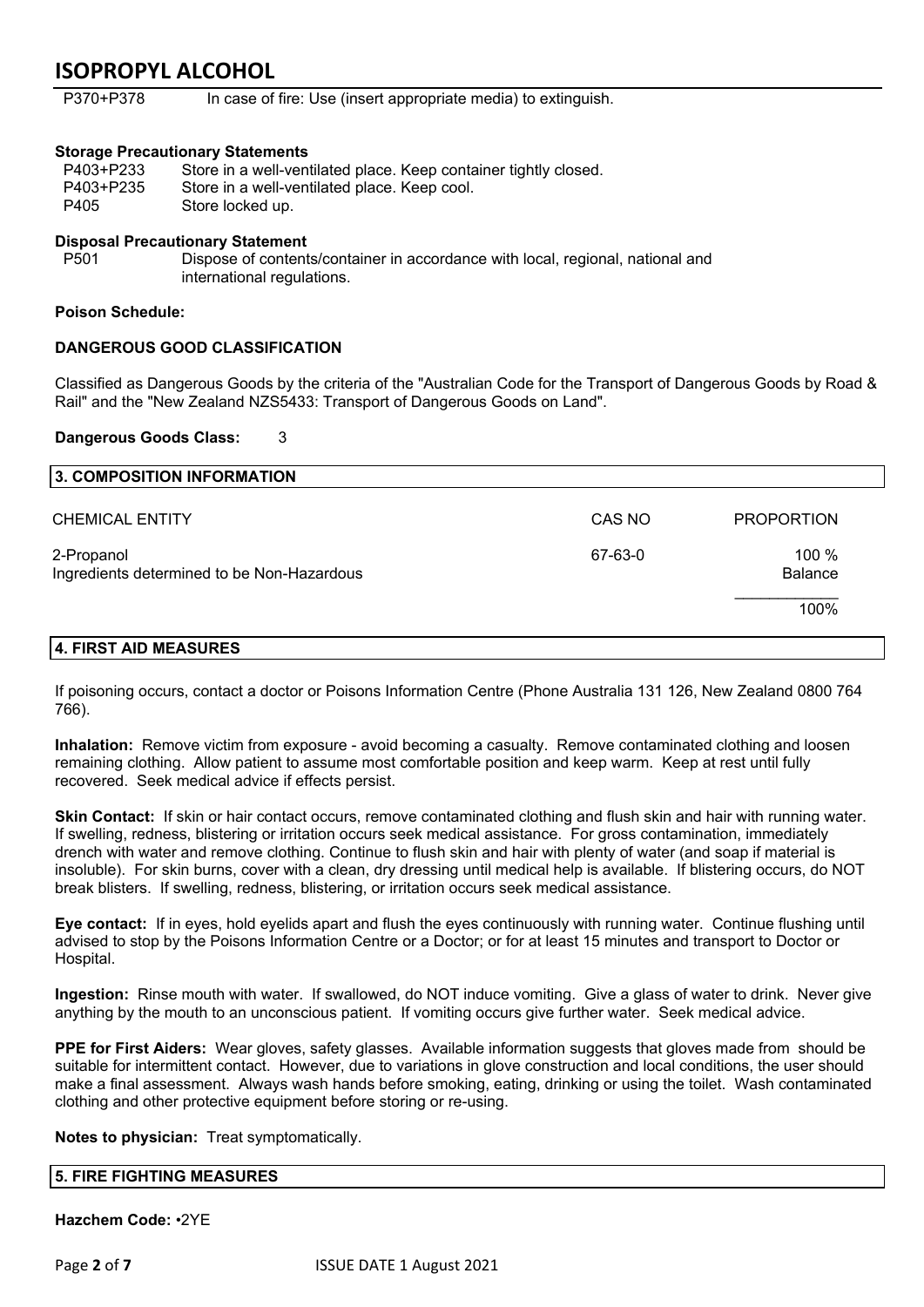| | |
|---|---|
| P370+P378 | In case of fire: Use (insert appropriate media) to extinguish. |

**Storage Precautionary Statements**

| | |
|---|---|
| P403+P233 | Store in a well-ventilated place. Keep container tightly closed. |
| P403+P235 | Store in a well-ventilated place. Keep cool. |
| P405 | Store locked up. |

**Disposal Precautionary Statement**

| | |
|---|---|
| P501 | Dispose of contents/container in accordance with local, regional, national and international regulations. |

**Poison Schedule:**

**DANGEROUS GOOD CLASSIFICATION**

Classified as Dangerous Goods by the criteria of the "Australian Code for the Transport of Dangerous Goods by Road & Rail" and the "New Zealand NZS5433: Transport of Dangerous Goods on Land".

**Dangerous Goods Class:** 3

## 3. COMPOSITION INFORMATION

| CHEMICAL ENTITY | CAS NO | PROPORTION |
|---|---|---|
| 2-Propanol | 67-63-0 | 100 % |
| Ingredients determined to be Non-Hazardous | | Balance |
| | | 100% |

## 4. FIRST AID MEASURES

If poisoning occurs, contact a doctor or Poisons Information Centre (Phone Australia 131 126, New Zealand 0800 764 766).

**Inhalation:** Remove victim from exposure - avoid becoming a casualty. Remove contaminated clothing and loosen remaining clothing. Allow patient to assume most comfortable position and keep warm. Keep at rest until fully recovered. Seek medical advice if effects persist.

**Skin Contact:** If skin or hair contact occurs, remove contaminated clothing and flush skin and hair with running water. If swelling, redness, blistering or irritation occurs seek medical assistance. For gross contamination, immediately drench with water and remove clothing. Continue to flush skin and hair with plenty of water (and soap if material is insoluble). For skin burns, cover with a clean, dry dressing until medical help is available. If blistering occurs, do NOT break blisters. If swelling, redness, blistering, or irritation occurs seek medical assistance.

**Eye contact:** If in eyes, hold eyelids apart and flush the eyes continuously with running water. Continue flushing until advised to stop by the Poisons Information Centre or a Doctor; or for at least 15 minutes and transport to Doctor or Hospital.

**Ingestion:** Rinse mouth with water. If swallowed, do NOT induce vomiting. Give a glass of water to drink. Never give anything by the mouth to an unconscious patient. If vomiting occurs give further water. Seek medical advice.

**PPE for First Aiders:** Wear gloves, safety glasses. Available information suggests that gloves made from should be suitable for intermittent contact. However, due to variations in glove construction and local conditions, the user should make a final assessment. Always wash hands before smoking, eating, drinking or using the toilet. Wash contaminated clothing and other protective equipment before storing or re-using.

**Notes to physician:** Treat symptomatically.

## 5. FIRE FIGHTING MEASURES

**Hazchem Code:** •2YE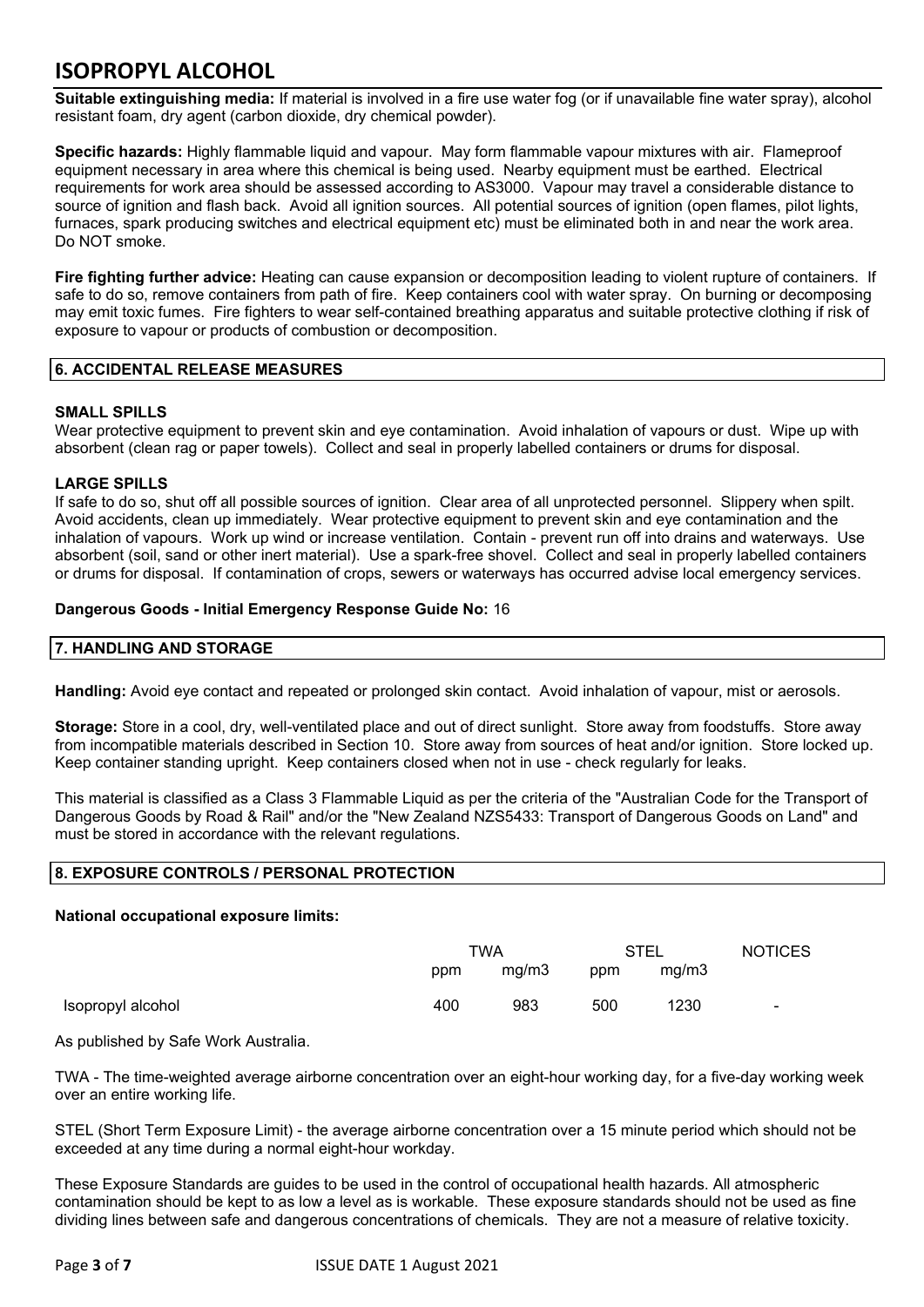**Suitable extinguishing media:** If material is involved in a fire use water fog (or if unavailable fine water spray), alcohol resistant foam, dry agent (carbon dioxide, dry chemical powder).

**Specific hazards:** Highly flammable liquid and vapour. May form flammable vapour mixtures with air. Flameproof equipment necessary in area where this chemical is being used. Nearby equipment must be earthed. Electrical requirements for work area should be assessed according to AS3000. Vapour may travel a considerable distance to source of ignition and flash back. Avoid all ignition sources. All potential sources of ignition (open flames, pilot lights, furnaces, spark producing switches and electrical equipment etc) must be eliminated both in and near the work area. Do NOT smoke.

**Fire fighting further advice:** Heating can cause expansion or decomposition leading to violent rupture of containers. If safe to do so, remove containers from path of fire. Keep containers cool with water spray. On burning or decomposing may emit toxic fumes. Fire fighters to wear self-contained breathing apparatus and suitable protective clothing if risk of exposure to vapour or products of combustion or decomposition.

## 6. ACCIDENTAL RELEASE MEASURES

**SMALL SPILLS**

Wear protective equipment to prevent skin and eye contamination. Avoid inhalation of vapours or dust. Wipe up with absorbent (clean rag or paper towels). Collect and seal in properly labelled containers or drums for disposal.

**LARGE SPILLS**

If safe to do so, shut off all possible sources of ignition. Clear area of all unprotected personnel. Slippery when spilt. Avoid accidents, clean up immediately. Wear protective equipment to prevent skin and eye contamination and the inhalation of vapours. Work up wind or increase ventilation. Contain - prevent run off into drains and waterways. Use absorbent (soil, sand or other inert material). Use a spark-free shovel. Collect and seal in properly labelled containers or drums for disposal. If contamination of crops, sewers or waterways has occurred advise local emergency services.

**Dangerous Goods - Initial Emergency Response Guide No:** 16

## 7. HANDLING AND STORAGE

**Handling:** Avoid eye contact and repeated or prolonged skin contact. Avoid inhalation of vapour, mist or aerosols.

**Storage:** Store in a cool, dry, well-ventilated place and out of direct sunlight. Store away from foodstuffs. Store away from incompatible materials described in Section 10. Store away from sources of heat and/or ignition. Store locked up. Keep container standing upright. Keep containers closed when not in use - check regularly for leaks.

This material is classified as a Class 3 Flammable Liquid as per the criteria of the "Australian Code for the Transport of Dangerous Goods by Road & Rail" and/or the "New Zealand NZS5433: Transport of Dangerous Goods on Land" and must be stored in accordance with the relevant regulations.

## 8. EXPOSURE CONTROLS / PERSONAL PROTECTION

**National occupational exposure limits:**

| | TWA | | STEL | | NOTICES |
|---|---|---|---|---|---|
| | ppm | mg/m3 | ppm | mg/m3 | |
| Isopropyl alcohol | 400 | 983 | 500 | 1230 | - |

As published by Safe Work Australia.

TWA - The time-weighted average airborne concentration over an eight-hour working day, for a five-day working week over an entire working life.

STEL (Short Term Exposure Limit) - the average airborne concentration over a 15 minute period which should not be exceeded at any time during a normal eight-hour workday.

These Exposure Standards are guides to be used in the control of occupational health hazards. All atmospheric contamination should be kept to as low a level as is workable. These exposure standards should not be used as fine dividing lines between safe and dangerous concentrations of chemicals. They are not a measure of relative toxicity.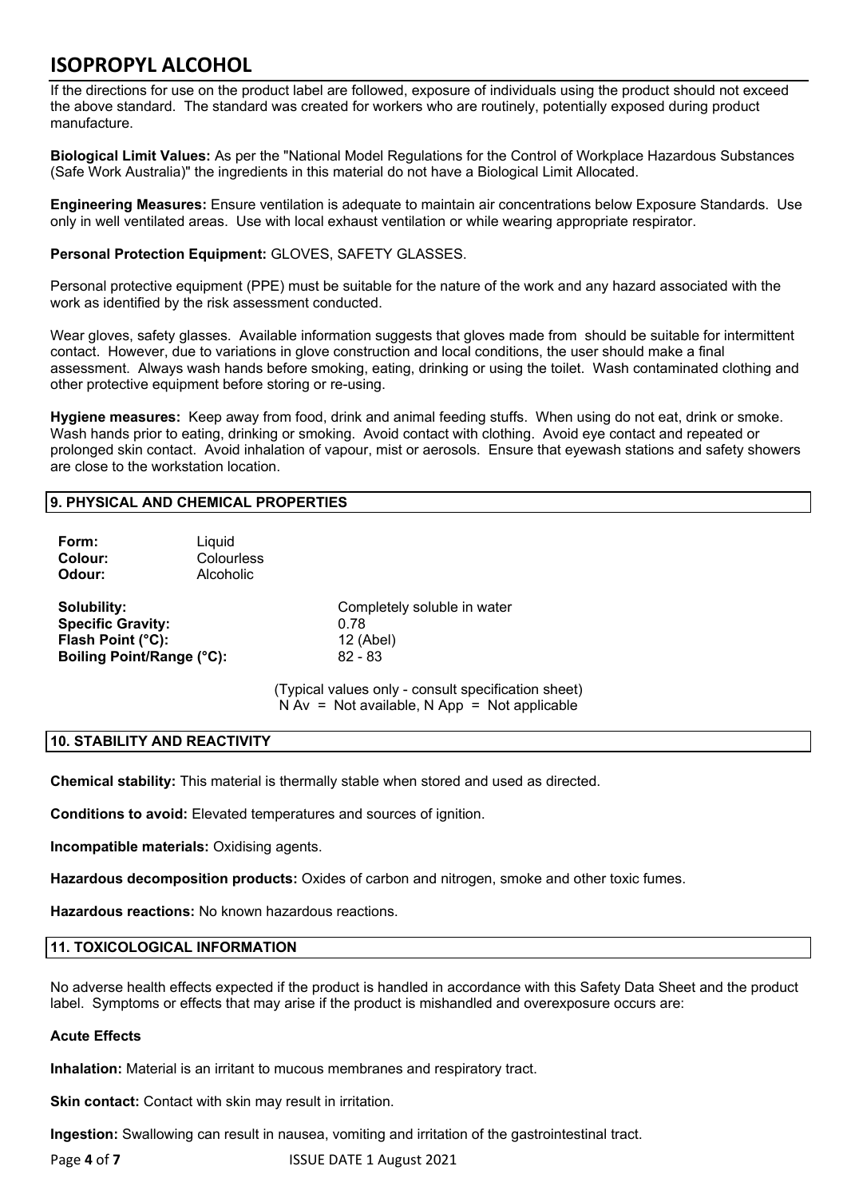If the directions for use on the product label are followed, exposure of individuals using the product should not exceed the above standard. The standard was created for workers who are routinely, potentially exposed during product manufacture.

**Biological Limit Values:** As per the "National Model Regulations for the Control of Workplace Hazardous Substances (Safe Work Australia)" the ingredients in this material do not have a Biological Limit Allocated.

**Engineering Measures:** Ensure ventilation is adequate to maintain air concentrations below Exposure Standards. Use only in well ventilated areas. Use with local exhaust ventilation or while wearing appropriate respirator.

**Personal Protection Equipment:** GLOVES, SAFETY GLASSES.

Personal protective equipment (PPE) must be suitable for the nature of the work and any hazard associated with the work as identified by the risk assessment conducted.

Wear gloves, safety glasses. Available information suggests that gloves made from should be suitable for intermittent contact. However, due to variations in glove construction and local conditions, the user should make a final assessment. Always wash hands before smoking, eating, drinking or using the toilet. Wash contaminated clothing and other protective equipment before storing or re-using.

**Hygiene measures:** Keep away from food, drink and animal feeding stuffs. When using do not eat, drink or smoke. Wash hands prior to eating, drinking or smoking. Avoid contact with clothing. Avoid eye contact and repeated or prolonged skin contact. Avoid inhalation of vapour, mist or aerosols. Ensure that eyewash stations and safety showers are close to the workstation location.

## 9. PHYSICAL AND CHEMICAL PROPERTIES

**Form:** Liquid
**Colour:** Colourless
**Odour:** Alcoholic

**Solubility:** Completely soluble in water
**Specific Gravity:** 0.78
**Flash Point (°C):** 12 (Abel)
**Boiling Point/Range (°C):** 82 - 83

(Typical values only - consult specification sheet)
N Av = Not available, N App = Not applicable

## 10. STABILITY AND REACTIVITY

**Chemical stability:** This material is thermally stable when stored and used as directed.

**Conditions to avoid:** Elevated temperatures and sources of ignition.

**Incompatible materials:** Oxidising agents.

**Hazardous decomposition products:** Oxides of carbon and nitrogen, smoke and other toxic fumes.

**Hazardous reactions:** No known hazardous reactions.

## 11. TOXICOLOGICAL INFORMATION

No adverse health effects expected if the product is handled in accordance with this Safety Data Sheet and the product label. Symptoms or effects that may arise if the product is mishandled and overexposure occurs are:

**Acute Effects**

**Inhalation:** Material is an irritant to mucous membranes and respiratory tract.

**Skin contact:** Contact with skin may result in irritation.

**Ingestion:** Swallowing can result in nausea, vomiting and irritation of the gastrointestinal tract.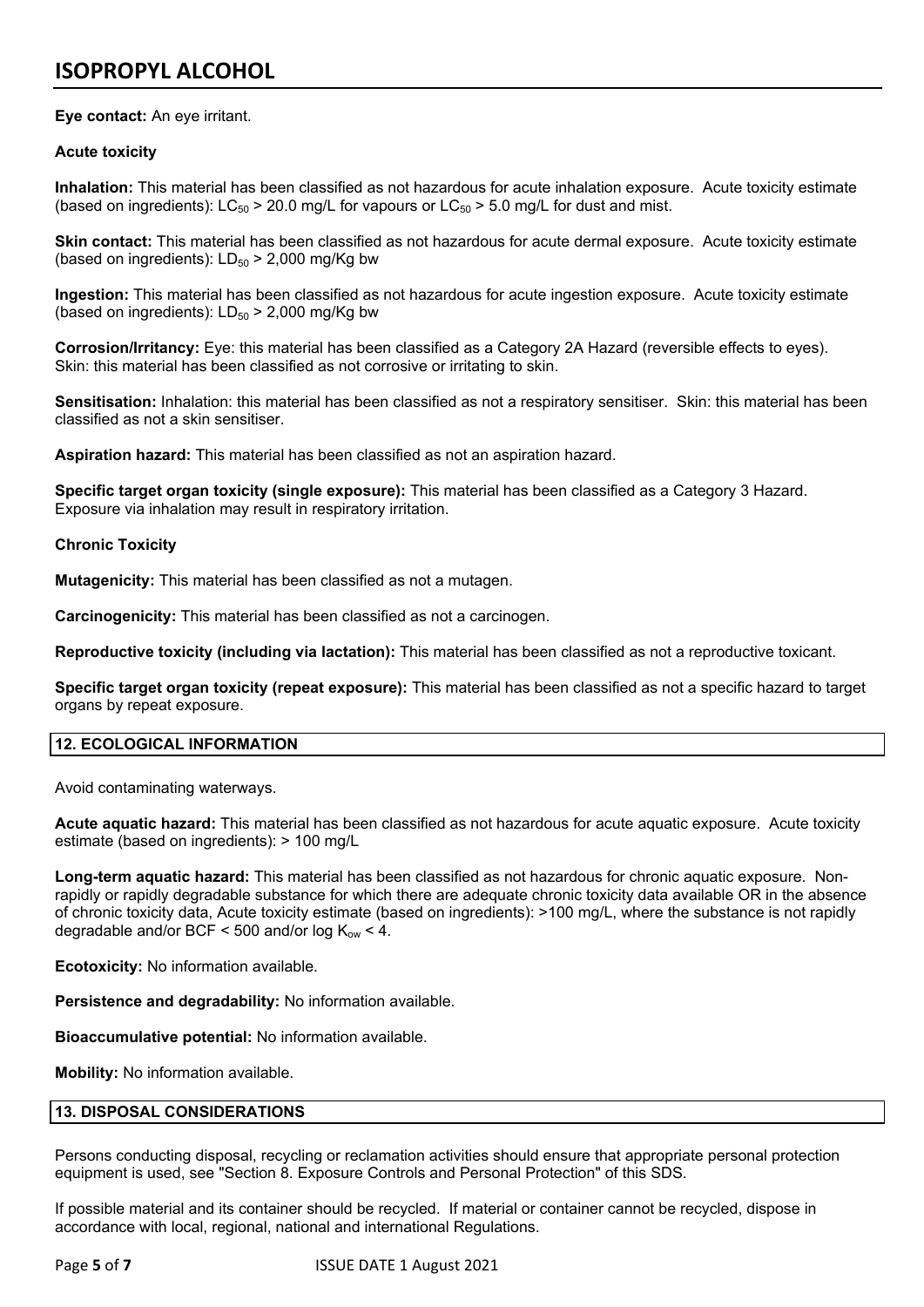**Eye contact:** An eye irritant.

**Acute toxicity**

**Inhalation:** This material has been classified as not hazardous for acute inhalation exposure. Acute toxicity estimate (based on ingredients): $LC_{50}$ > 20.0 mg/L for vapours or $LC_{50}$ > 5.0 mg/L for dust and mist.

**Skin contact:** This material has been classified as not hazardous for acute dermal exposure. Acute toxicity estimate (based on ingredients): $LD_{50}$ > 2,000 mg/Kg bw

**Ingestion:** This material has been classified as not hazardous for acute ingestion exposure. Acute toxicity estimate (based on ingredients): $LD_{50}$ > 2,000 mg/Kg bw

**Corrosion/Irritancy:** Eye: this material has been classified as a Category 2A Hazard (reversible effects to eyes). Skin: this material has been classified as not corrosive or irritating to skin.

**Sensitisation:** Inhalation: this material has been classified as not a respiratory sensitiser. Skin: this material has been classified as not a skin sensitiser.

**Aspiration hazard:** This material has been classified as not an aspiration hazard.

**Specific target organ toxicity (single exposure):** This material has been classified as a Category 3 Hazard. Exposure via inhalation may result in respiratory irritation.

**Chronic Toxicity**

**Mutagenicity:** This material has been classified as not a mutagen.

**Carcinogenicity:** This material has been classified as not a carcinogen.

**Reproductive toxicity (including via lactation):** This material has been classified as not a reproductive toxicant.

**Specific target organ toxicity (repeat exposure):** This material has been classified as not a specific hazard to target organs by repeat exposure.

## 12. ECOLOGICAL INFORMATION

Avoid contaminating waterways.

**Acute aquatic hazard:** This material has been classified as not hazardous for acute aquatic exposure. Acute toxicity estimate (based on ingredients): > 100 mg/L

**Long-term aquatic hazard:** This material has been classified as not hazardous for chronic aquatic exposure. Non-rapidly or rapidly degradable substance for which there are adequate chronic toxicity data available OR in the absence of chronic toxicity data, Acute toxicity estimate (based on ingredients): >100 mg/L, where the substance is not rapidly degradable and/or BCF < 500 and/or log $K_{ow}$ < 4.

**Ecotoxicity:** No information available.

**Persistence and degradability:** No information available.

**Bioaccumulative potential:** No information available.

**Mobility:** No information available.

## 13. DISPOSAL CONSIDERATIONS

Persons conducting disposal, recycling or reclamation activities should ensure that appropriate personal protection equipment is used, see "Section 8. Exposure Controls and Personal Protection" of this SDS.

If possible material and its container should be recycled. If material or container cannot be recycled, dispose in accordance with local, regional, national and international Regulations.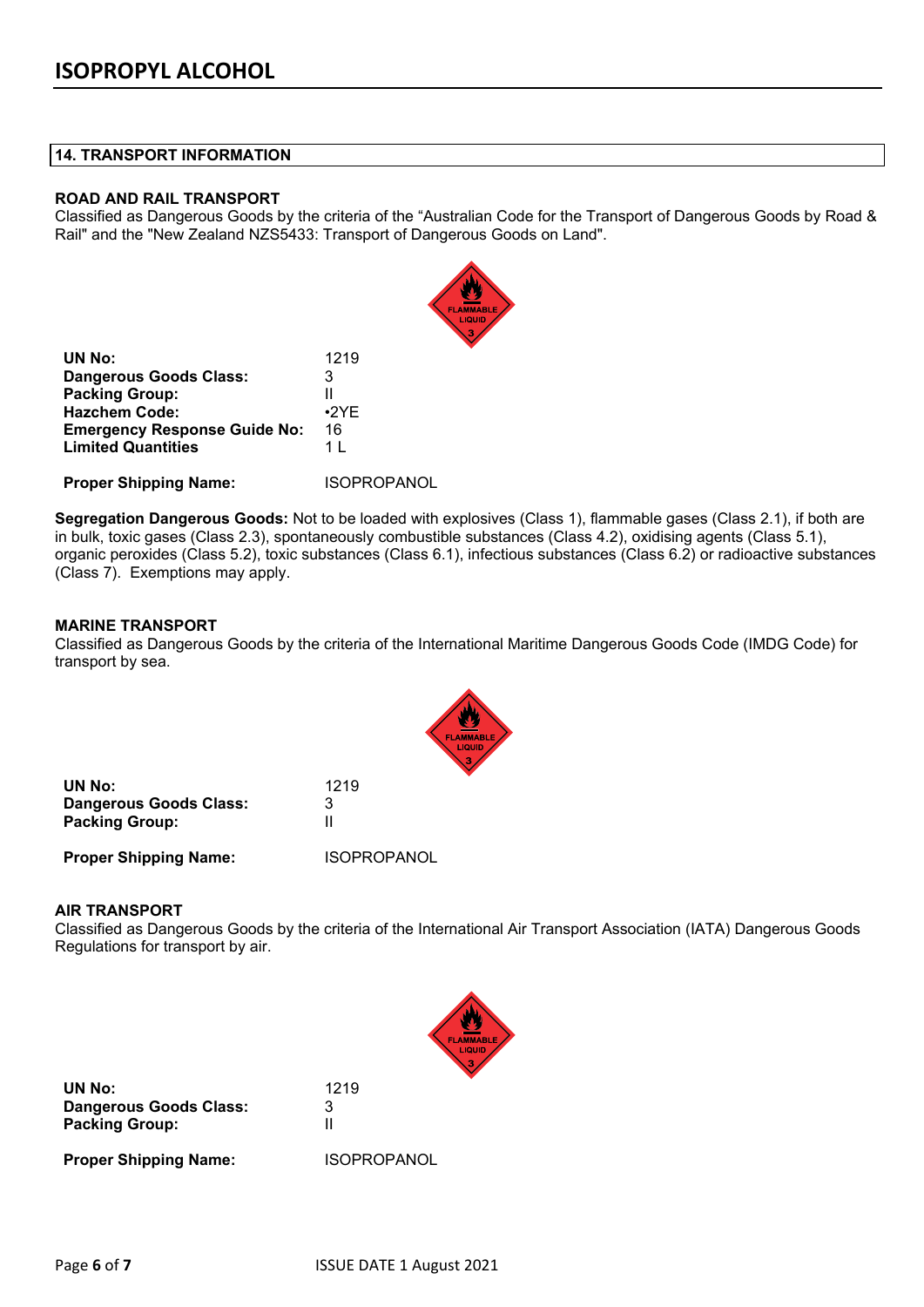## 14. TRANSPORT INFORMATION

### ROAD AND RAIL TRANSPORT

Classified as Dangerous Goods by the criteria of the "Australian Code for the Transport of Dangerous Goods by Road & Rail" and the "New Zealand NZS5433: Transport of Dangerous Goods on Land".

| | |
|---|---|
| **UN No:** | 1219 |
| **Dangerous Goods Class:** | 3 |
| **Packing Group:** | II |
| **Hazchem Code:** | •2YE |
| **Emergency Response Guide No:** | 16 |
| **Limited Quantities** | 1 L |
| **Proper Shipping Name:** | ISOPROPANOL |

**Segregation Dangerous Goods:** Not to be loaded with explosives (Class 1), flammable gases (Class 2.1), if both are in bulk, toxic gases (Class 2.3), spontaneously combustible substances (Class 4.2), oxidising agents (Class 5.1), organic peroxides (Class 5.2), toxic substances (Class 6.1), infectious substances (Class 6.2) or radioactive substances (Class 7). Exemptions may apply.

### MARINE TRANSPORT

Classified as Dangerous Goods by the criteria of the International Maritime Dangerous Goods Code (IMDG Code) for transport by sea.

| | |
|---|---|
| **UN No:** | 1219 |
| **Dangerous Goods Class:** | 3 |
| **Packing Group:** | II |
| **Proper Shipping Name:** | ISOPROPANOL |

### AIR TRANSPORT

Classified as Dangerous Goods by the criteria of the International Air Transport Association (IATA) Dangerous Goods Regulations for transport by air.

| | |
|---|---|
| **UN No:** | 1219 |
| **Dangerous Goods Class:** | 3 |
| **Packing Group:** | II |
| **Proper Shipping Name:** | ISOPROPANOL |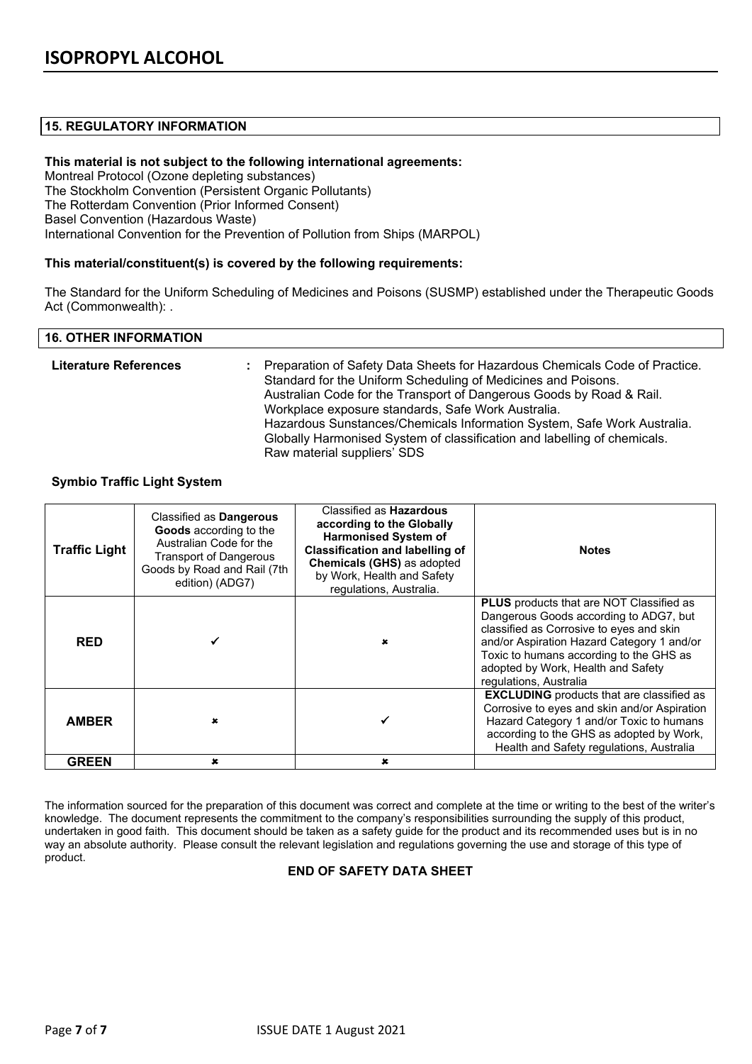## 15. REGULATORY INFORMATION

**This material is not subject to the following international agreements:**
Montreal Protocol (Ozone depleting substances)
The Stockholm Convention (Persistent Organic Pollutants)
The Rotterdam Convention (Prior Informed Consent)
Basel Convention (Hazardous Waste)
International Convention for the Prevention of Pollution from Ships (MARPOL)

**This material/constituent(s) is covered by the following requirements:**

The Standard for the Uniform Scheduling of Medicines and Poisons (SUSMP) established under the Therapeutic Goods Act (Commonwealth): .

## 16. OTHER INFORMATION

**Literature References** : Preparation of Safety Data Sheets for Hazardous Chemicals Code of Practice.
Standard for the Uniform Scheduling of Medicines and Poisons.
Australian Code for the Transport of Dangerous Goods by Road & Rail.
Workplace exposure standards, Safe Work Australia.
Hazardous Sunstances/Chemicals Information System, Safe Work Australia.
Globally Harmonised System of classification and labelling of chemicals.
Raw material suppliers' SDS

**Symbio Traffic Light System**

| Traffic Light | Classified as **Dangerous Goods** according to the Australian Code for the Transport of Dangerous Goods by Road and Rail (7th edition) (ADG7) | Classified as **Hazardous according to the Globally Harmonised System of Classification and labelling of Chemicals (GHS)** as adopted by Work, Health and Safety regulations, Australia. | Notes |
|---|---|---|---|
| **RED** | ✓ | ✗ | **PLUS** products that are NOT Classified as Dangerous Goods according to ADG7, but classified as Corrosive to eyes and skin and/or Aspiration Hazard Category 1 and/or Toxic to humans according to the GHS as adopted by Work, Health and Safety regulations, Australia |
| **AMBER** | ✗ | ✓ | **EXCLUDING** products that are classified as Corrosive to eyes and skin and/or Aspiration Hazard Category 1 and/or Toxic to humans according to the GHS as adopted by Work, Health and Safety regulations, Australia |
| **GREEN** | ✗ | ✗ | |

The information sourced for the preparation of this document was correct and complete at the time or writing to the best of the writer's knowledge. The document represents the commitment to the company's responsibilities surrounding the supply of this product, undertaken in good faith. This document should be taken as a safety guide for the product and its recommended uses but is in no way an absolute authority. Please consult the relevant legislation and regulations governing the use and storage of this type of product.

**END OF SAFETY DATA SHEET**